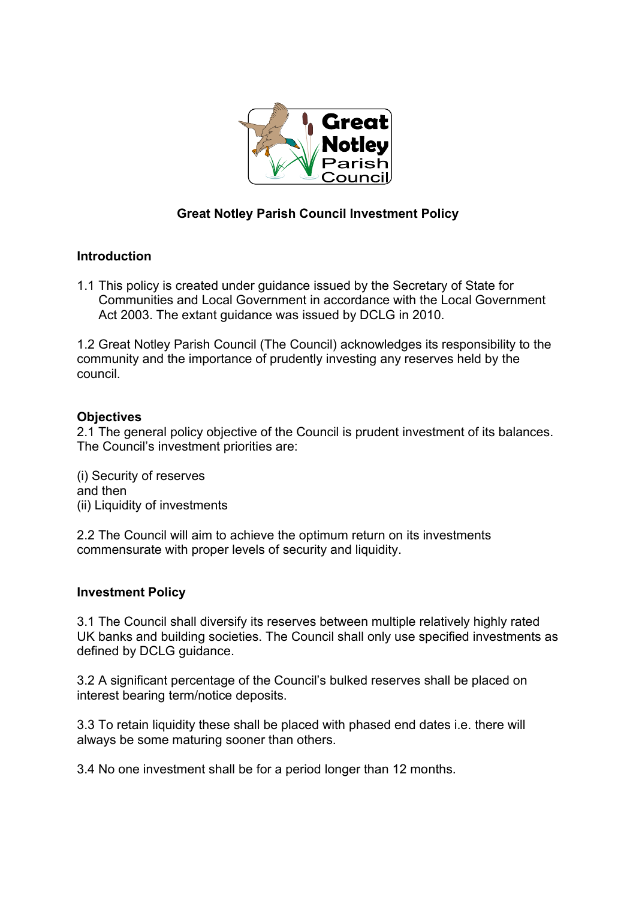# Great Notley Parish Council Investment Policy

## Introduction

1.1 This policy is created under guidance issued by the Secretary of State for Communities and Local Government in accordance with the Local Government Act 2003. The extant guidance was issued by DCLG in 2010.

1.2 Great Notley Parish Council (The Council) acknowledges its responsibility to the community and the importance of prudently investing any reserves held by the council.

## Objectives

2.1 The general policy objective of the Council is prudent investment of its balances. The Council's investment priorities are:

(i) Security of reserves
and then
(ii) Liquidity of investments

2.2 The Council will aim to achieve the optimum return on its investments commensurate with proper levels of security and liquidity.

## Investment Policy

3.1 The Council shall diversify its reserves between multiple relatively highly rated UK banks and building societies. The Council shall only use specified investments as defined by DCLG guidance.

3.2 A significant percentage of the Council's bulked reserves shall be placed on interest bearing term/notice deposits.

3.3 To retain liquidity these shall be placed with phased end dates i.e. there will always be some maturing sooner than others.

3.4 No one investment shall be for a period longer than 12 months.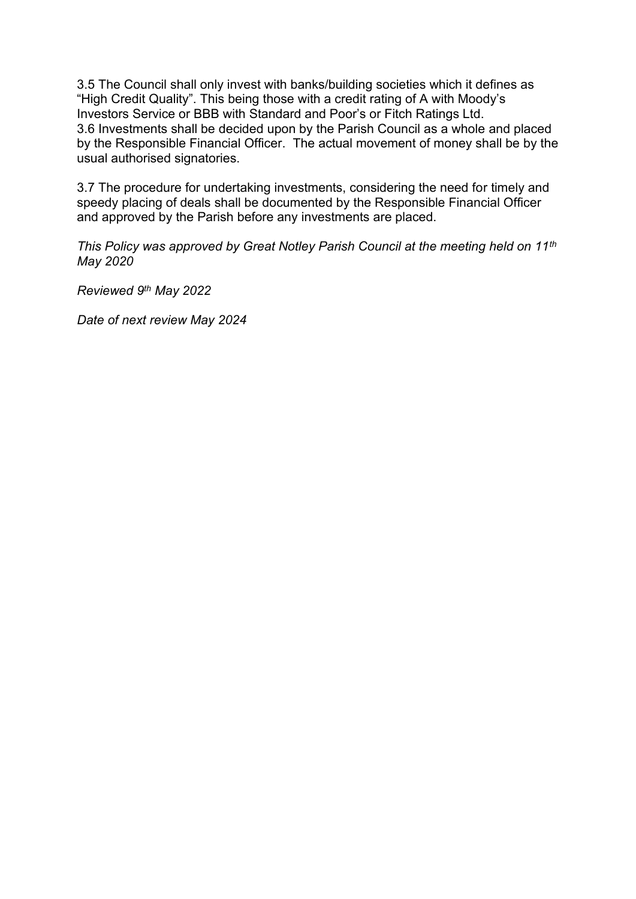3.5 The Council shall only invest with banks/building societies which it defines as "High Credit Quality". This being those with a credit rating of A with Moody's Investors Service or BBB with Standard and Poor's or Fitch Ratings Ltd.

3.6 Investments shall be decided upon by the Parish Council as a whole and placed by the Responsible Financial Officer. The actual movement of money shall be by the usual authorised signatories.

3.7 The procedure for undertaking investments, considering the need for timely and speedy placing of deals shall be documented by the Responsible Financial Officer and approved by the Parish before any investments are placed.

*This Policy was approved by Great Notley Parish Council at the meeting held on 11th May 2020*

*Reviewed 9th May 2022*

*Date of next review May 2024*